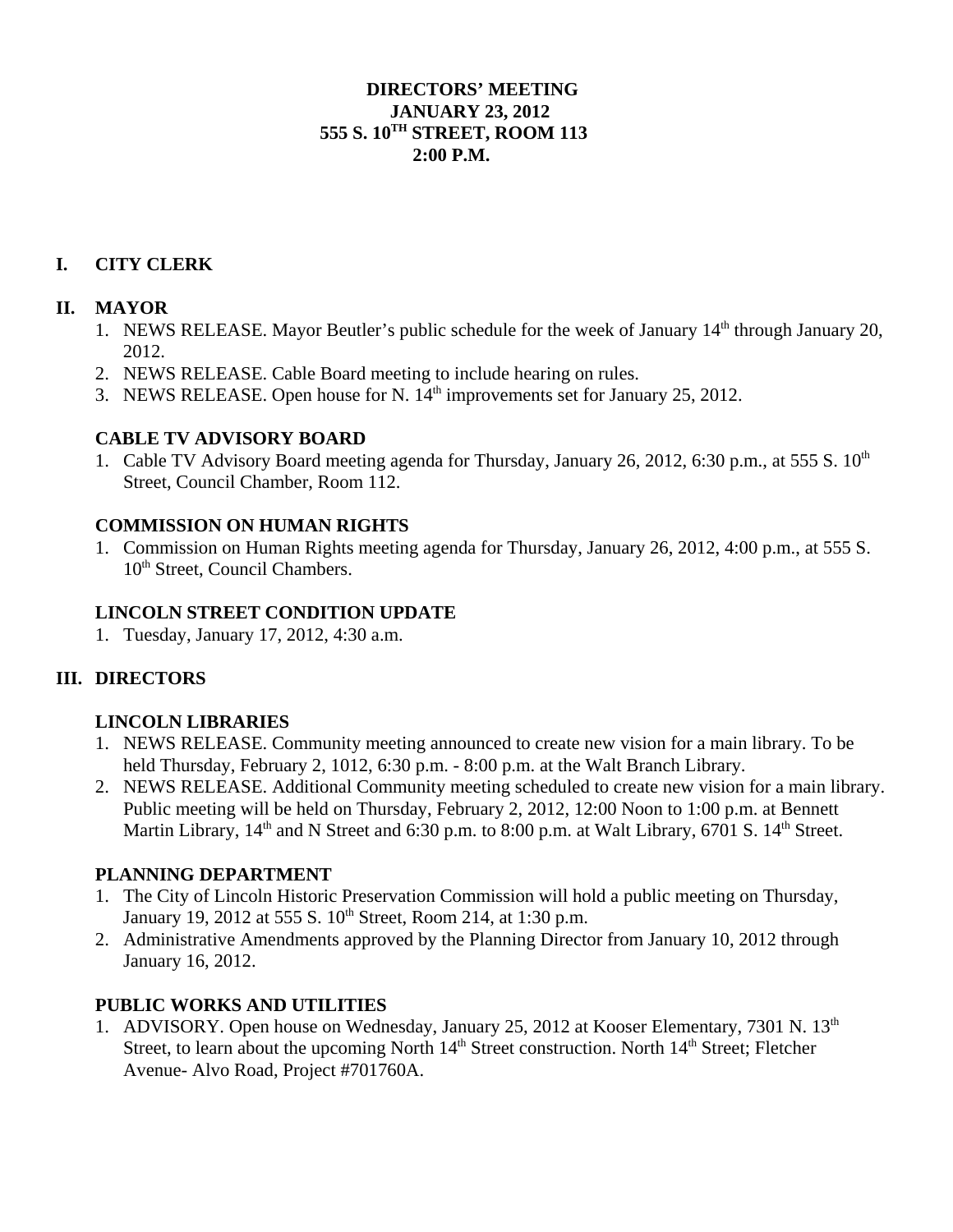# DIRECTORS' MEETING
## JANUARY 23, 2012
## 555 S. 10TH STREET, ROOM 113
## 2:00 P.M.

## I. CITY CLERK

## II. MAYOR

1. NEWS RELEASE. Mayor Beutler's public schedule for the week of January 14th through January 20, 2012.
2. NEWS RELEASE. Cable Board meeting to include hearing on rules.
3. NEWS RELEASE. Open house for N. 14th improvements set for January 25, 2012.

### CABLE TV ADVISORY BOARD

1. Cable TV Advisory Board meeting agenda for Thursday, January 26, 2012, 6:30 p.m., at 555 S. 10th Street, Council Chamber, Room 112.

### COMMISSION ON HUMAN RIGHTS

1. Commission on Human Rights meeting agenda for Thursday, January 26, 2012, 4:00 p.m., at 555 S. 10th Street, Council Chambers.

### LINCOLN STREET CONDITION UPDATE

1. Tuesday, January 17, 2012, 4:30 a.m.

## III. DIRECTORS

### LINCOLN LIBRARIES

1. NEWS RELEASE. Community meeting announced to create new vision for a main library. To be held Thursday, February 2, 1012, 6:30 p.m. - 8:00 p.m. at the Walt Branch Library.
2. NEWS RELEASE. Additional Community meeting scheduled to create new vision for a main library. Public meeting will be held on Thursday, February 2, 2012, 12:00 Noon to 1:00 p.m. at Bennett Martin Library, 14th and N Street and 6:30 p.m. to 8:00 p.m. at Walt Library, 6701 S. 14th Street.

### PLANNING DEPARTMENT

1. The City of Lincoln Historic Preservation Commission will hold a public meeting on Thursday, January 19, 2012 at 555 S. 10th Street, Room 214, at 1:30 p.m.
2. Administrative Amendments approved by the Planning Director from January 10, 2012 through January 16, 2012.

### PUBLIC WORKS AND UTILITIES

1. ADVISORY. Open house on Wednesday, January 25, 2012 at Kooser Elementary, 7301 N. 13th Street, to learn about the upcoming North 14th Street construction. North 14th Street; Fletcher Avenue- Alvo Road, Project #701760A.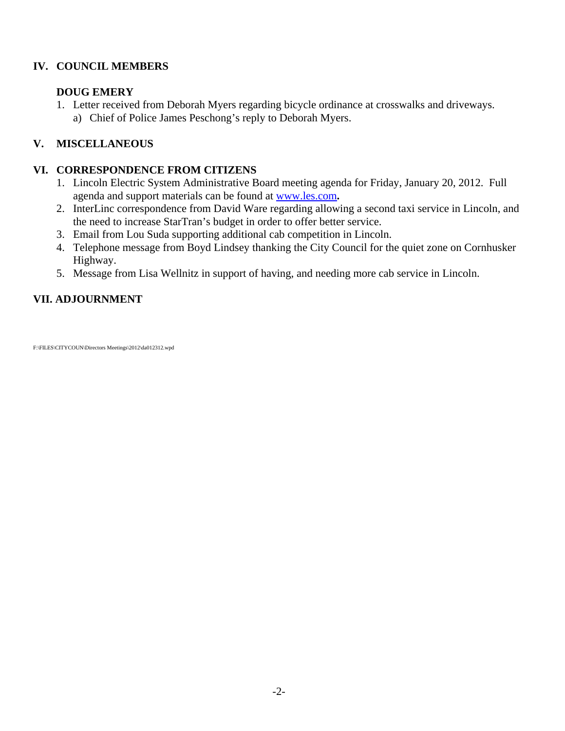## IV. COUNCIL MEMBERS

### DOUG EMERY

1. Letter received from Deborah Myers regarding bicycle ordinance at crosswalks and driveways.
   a) Chief of Police James Peschong's reply to Deborah Myers.

## V. MISCELLANEOUS

## VI. CORRESPONDENCE FROM CITIZENS

1. Lincoln Electric System Administrative Board meeting agenda for Friday, January 20, 2012. Full agenda and support materials can be found at www.les.com**.**
2. InterLinc correspondence from David Ware regarding allowing a second taxi service in Lincoln, and the need to increase StarTran's budget in order to offer better service.
3. Email from Lou Suda supporting additional cab competition in Lincoln.
4. Telephone message from Boyd Lindsey thanking the City Council for the quiet zone on Cornhusker Highway.
5. Message from Lisa Wellnitz in support of having, and needing more cab service in Lincoln.

## VII. ADJOURNMENT

F:\FILES\CITYCOUN\Directors Meetings\2012\da012312.wpd